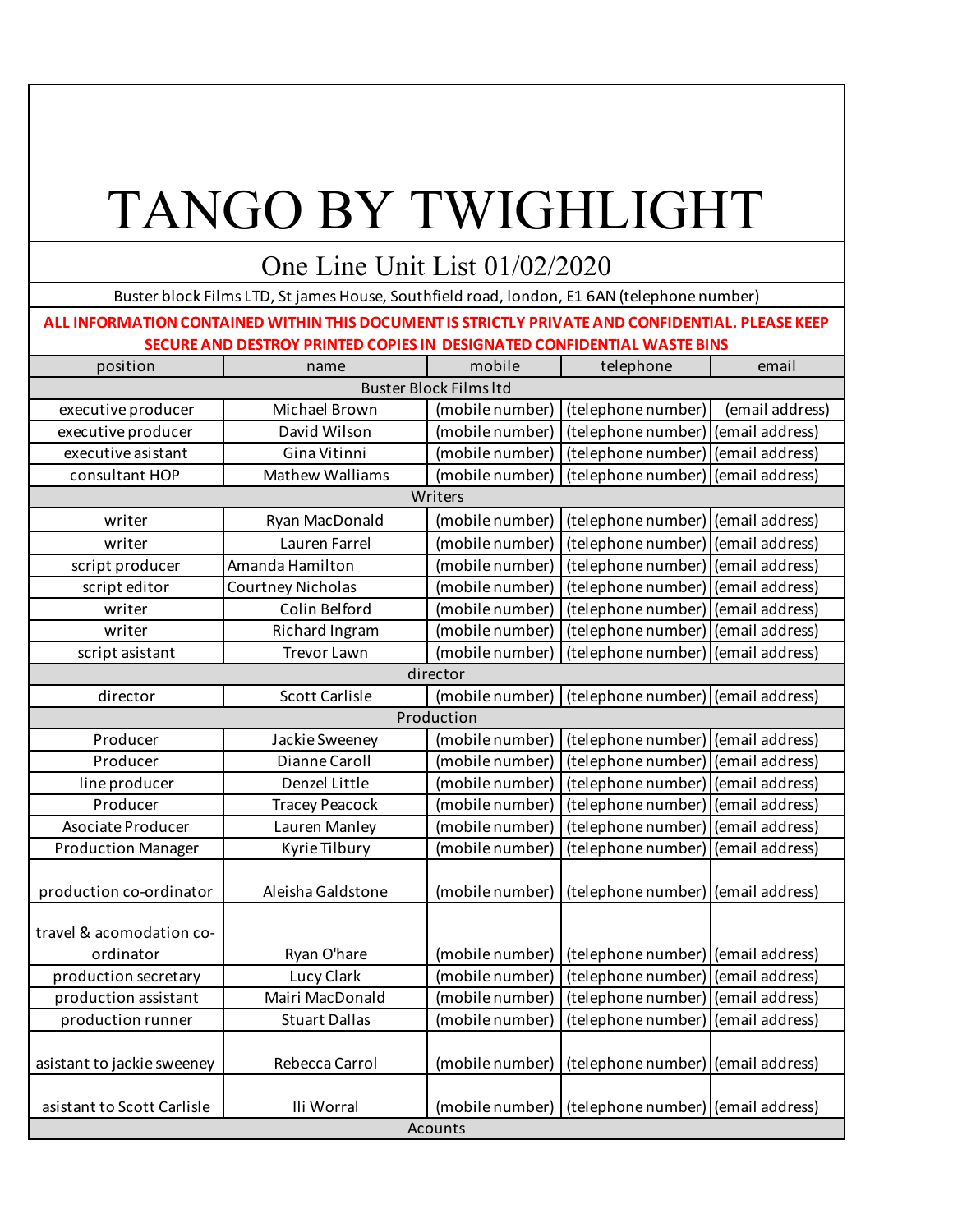# TANGO BY TWIGHLIGHT

## One Line Unit List 01/02/2020

Buster block Films LTD, St james House, Southfield road, london, E1 6AN (telephone number)

**ALL INFORMATION CONTAINED WITHIN THIS DOCUMENT IS STRICTLY PRIVATE AND CONFIDENTIAL. PLEASE KEEP SECURE AND DESTROY PRINTED COPIES IN DESIGNATED CONFIDENTIAL WASTE BINS**

| position | name | mobile | telephone | email |
|---|---|---|---|---|
| Buster Block Films ltd | | | | |
| executive producer | Michael Brown | (mobile number) | (telephone number) | (email address) |
| executive producer | David Wilson | (mobile number) | (telephone number) | (email address) |
| executive asistant | Gina Vitinni | (mobile number) | (telephone number) | (email address) |
| consultant HOP | Mathew Walliams | (mobile number) | (telephone number) | (email address) |
| Writers | | | | |
| writer | Ryan MacDonald | (mobile number) | (telephone number) | (email address) |
| writer | Lauren Farrel | (mobile number) | (telephone number) | (email address) |
| script producer | Amanda Hamilton | (mobile number) | (telephone number) | (email address) |
| script editor | Courtney Nicholas | (mobile number) | (telephone number) | (email address) |
| writer | Colin Belford | (mobile number) | (telephone number) | (email address) |
| writer | Richard Ingram | (mobile number) | (telephone number) | (email address) |
| script asistant | Trevor Lawn | (mobile number) | (telephone number) | (email address) |
| director | | | | |
| director | Scott Carlisle | (mobile number) | (telephone number) | (email address) |
| Production | | | | |
| Producer | Jackie Sweeney | (mobile number) | (telephone number) | (email address) |
| Producer | Dianne Caroll | (mobile number) | (telephone number) | (email address) |
| line producer | Denzel Little | (mobile number) | (telephone number) | (email address) |
| Producer | Tracey Peacock | (mobile number) | (telephone number) | (email address) |
| Asociate Producer | Lauren Manley | (mobile number) | (telephone number) | (email address) |
| Production Manager | Kyrie Tilbury | (mobile number) | (telephone number) | (email address) |
| production co-ordinator | Aleisha Galdstone | (mobile number) | (telephone number) | (email address) |
| travel & acomodation co-ordinator | Ryan O'hare | (mobile number) | (telephone number) | (email address) |
| production secretary | Lucy Clark | (mobile number) | (telephone number) | (email address) |
| production assistant | Mairi MacDonald | (mobile number) | (telephone number) | (email address) |
| production runner | Stuart Dallas | (mobile number) | (telephone number) | (email address) |
| asistant to jackie sweeney | Rebecca Carrol | (mobile number) | (telephone number) | (email address) |
| asistant to Scott Carlisle | Ili Worral | (mobile number) | (telephone number) | (email address) |
| Acounts | | | | |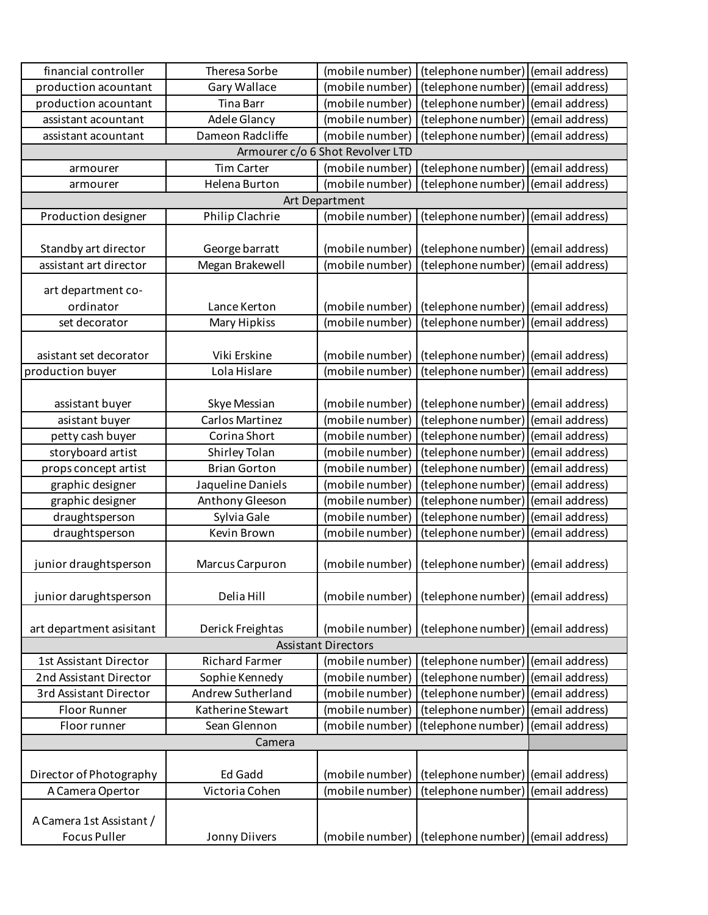| | | | | |
|---|---|---|---|---|
| financial controller | Theresa Sorbe | (mobile number) | (telephone number) | (email address) |
| production acountant | Gary Wallace | (mobile number) | (telephone number) | (email address) |
| production acountant | Tina Barr | (mobile number) | (telephone number) | (email address) |
| assistant acountant | Adele Glancy | (mobile number) | (telephone number) | (email address) |
| assistant acountant | Dameon Radcliffe | (mobile number) | (telephone number) | (email address) |
| Armourer c/o 6 Shot Revolver LTD | | | | |
| armourer | Tim Carter | (mobile number) | (telephone number) | (email address) |
| armourer | Helena Burton | (mobile number) | (telephone number) | (email address) |
| Art Department | | | | |
| Production designer | Philip Clachrie | (mobile number) | (telephone number) | (email address) |
| Standby art director | George barratt | (mobile number) | (telephone number) | (email address) |
| assistant art director | Megan Brakewell | (mobile number) | (telephone number) | (email address) |
| art department co-ordinator | Lance Kerton | (mobile number) | (telephone number) | (email address) |
| set decorator | Mary Hipkiss | (mobile number) | (telephone number) | (email address) |
| asistant set decorator | Viki Erskine | (mobile number) | (telephone number) | (email address) |
| production buyer | Lola Hislare | (mobile number) | (telephone number) | (email address) |
| assistant buyer | Skye Messian | (mobile number) | (telephone number) | (email address) |
| asistant buyer | Carlos Martinez | (mobile number) | (telephone number) | (email address) |
| petty cash buyer | Corina Short | (mobile number) | (telephone number) | (email address) |
| storyboard artist | Shirley Tolan | (mobile number) | (telephone number) | (email address) |
| props concept artist | Brian Gorton | (mobile number) | (telephone number) | (email address) |
| graphic designer | Jaqueline Daniels | (mobile number) | (telephone number) | (email address) |
| graphic designer | Anthony Gleeson | (mobile number) | (telephone number) | (email address) |
| draughtsperson | Sylvia Gale | (mobile number) | (telephone number) | (email address) |
| draughtsperson | Kevin Brown | (mobile number) | (telephone number) | (email address) |
| junior draughtsperson | Marcus Carpuron | (mobile number) | (telephone number) | (email address) |
| junior darughtsperson | Delia Hill | (mobile number) | (telephone number) | (email address) |
| art department asisitant | Derick Freightas | (mobile number) | (telephone number) | (email address) |
| Assistant Directors | | | | |
| 1st Assistant Director | Richard Farmer | (mobile number) | (telephone number) | (email address) |
| 2nd Assistant Director | Sophie Kennedy | (mobile number) | (telephone number) | (email address) |
| 3rd Assistant Director | Andrew Sutherland | (mobile number) | (telephone number) | (email address) |
| Floor Runner | Katherine Stewart | (mobile number) | (telephone number) | (email address) |
| Floor runner | Sean Glennon | (mobile number) | (telephone number) | (email address) |
| Camera | | | | |
| Director of Photography | Ed Gadd | (mobile number) | (telephone number) | (email address) |
| A Camera Opertor | Victoria Cohen | (mobile number) | (telephone number) | (email address) |
| A Camera 1st Assistant / Focus Puller | Jonny Diivers | (mobile number) | (telephone number) | (email address) |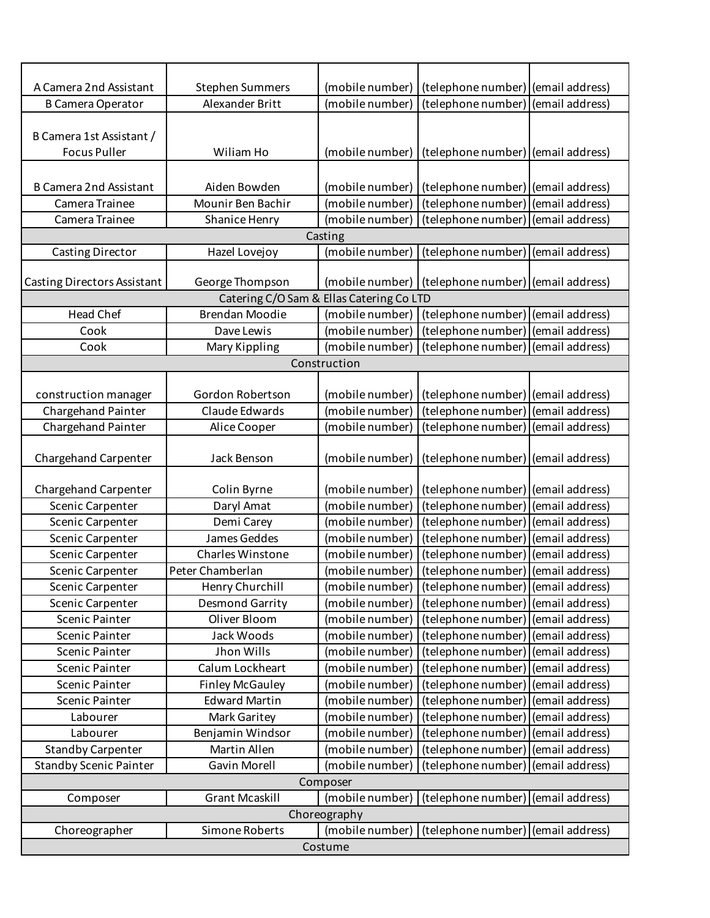| | | | | |
|---|---|---|---|---|
| A Camera 2nd Assistant | Stephen Summers | (mobile number) | (telephone number) | (email address) |
| B Camera Operator | Alexander Britt | (mobile number) | (telephone number) | (email address) |
| B Camera 1st Assistant / Focus Puller | Wiliam Ho | (mobile number) | (telephone number) | (email address) |
| B Camera 2nd Assistant | Aiden Bowden | (mobile number) | (telephone number) | (email address) |
| Camera Trainee | Mounir Ben Bachir | (mobile number) | (telephone number) | (email address) |
| Camera Trainee | Shanice Henry | (mobile number) | (telephone number) | (email address) |
| Casting | | | | |
| Casting Director | Hazel Lovejoy | (mobile number) | (telephone number) | (email address) |
| Casting Directors Assistant | George Thompson | (mobile number) | (telephone number) | (email address) |
| Catering C/O Sam & Ellas Catering Co LTD | | | | |
| Head Chef | Brendan Moodie | (mobile number) | (telephone number) | (email address) |
| Cook | Dave Lewis | (mobile number) | (telephone number) | (email address) |
| Cook | Mary Kippling | (mobile number) | (telephone number) | (email address) |
| Construction | | | | |
| construction manager | Gordon Robertson | (mobile number) | (telephone number) | (email address) |
| Chargehand Painter | Claude Edwards | (mobile number) | (telephone number) | (email address) |
| Chargehand Painter | Alice Cooper | (mobile number) | (telephone number) | (email address) |
| Chargehand Carpenter | Jack Benson | (mobile number) | (telephone number) | (email address) |
| Chargehand Carpenter | Colin Byrne | (mobile number) | (telephone number) | (email address) |
| Scenic Carpenter | Daryl Amat | (mobile number) | (telephone number) | (email address) |
| Scenic Carpenter | Demi Carey | (mobile number) | (telephone number) | (email address) |
| Scenic Carpenter | James Geddes | (mobile number) | (telephone number) | (email address) |
| Scenic Carpenter | Charles Winstone | (mobile number) | (telephone number) | (email address) |
| Scenic Carpenter | Peter Chamberlan | (mobile number) | (telephone number) | (email address) |
| Scenic Carpenter | Henry Churchill | (mobile number) | (telephone number) | (email address) |
| Scenic Carpenter | Desmond Garrity | (mobile number) | (telephone number) | (email address) |
| Scenic Painter | Oliver Bloom | (mobile number) | (telephone number) | (email address) |
| Scenic Painter | Jack Woods | (mobile number) | (telephone number) | (email address) |
| Scenic Painter | Jhon Wills | (mobile number) | (telephone number) | (email address) |
| Scenic Painter | Calum Lockheart | (mobile number) | (telephone number) | (email address) |
| Scenic Painter | Finley McGauley | (mobile number) | (telephone number) | (email address) |
| Scenic Painter | Edward Martin | (mobile number) | (telephone number) | (email address) |
| Labourer | Mark Garitey | (mobile number) | (telephone number) | (email address) |
| Labourer | Benjamin Windsor | (mobile number) | (telephone number) | (email address) |
| Standby Carpenter | Martin Allen | (mobile number) | (telephone number) | (email address) |
| Standby Scenic Painter | Gavin Morell | (mobile number) | (telephone number) | (email address) |
| Composer | | | | |
| Composer | Grant Mcaskill | (mobile number) | (telephone number) | (email address) |
| Choreography | | | | |
| Choreographer | Simone Roberts | (mobile number) | (telephone number) | (email address) |
| Costume | | | | |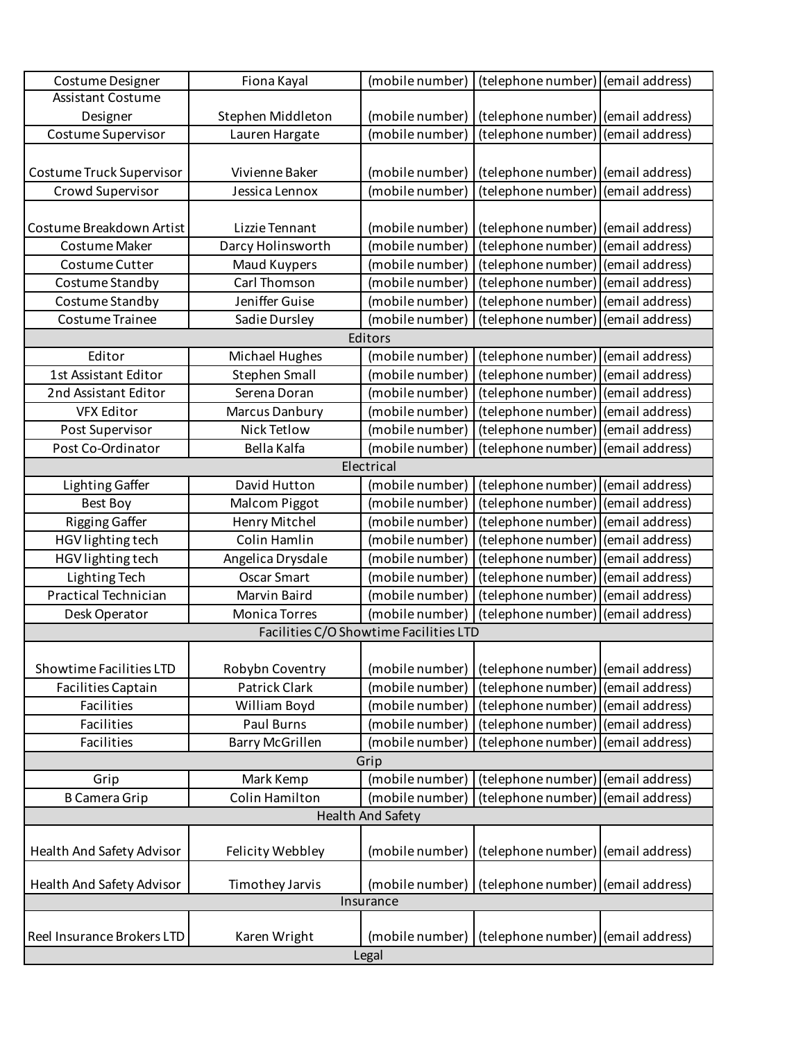| | | | | |
|---|---|---|---|---|
| Costume Designer | Fiona Kayal | (mobile number) | (telephone number) | (email address) |
| Assistant Costume Designer | Stephen Middleton | (mobile number) | (telephone number) | (email address) |
| Costume Supervisor | Lauren Hargate | (mobile number) | (telephone number) | (email address) |
| Costume Truck Supervisor | Vivienne Baker | (mobile number) | (telephone number) | (email address) |
| Crowd Supervisor | Jessica Lennox | (mobile number) | (telephone number) | (email address) |
| Costume Breakdown Artist | Lizzie Tennant | (mobile number) | (telephone number) | (email address) |
| Costume Maker | Darcy Holinsworth | (mobile number) | (telephone number) | (email address) |
| Costume Cutter | Maud Kuypers | (mobile number) | (telephone number) | (email address) |
| Costume Standby | Carl Thomson | (mobile number) | (telephone number) | (email address) |
| Costume Standby | Jeniffer Guise | (mobile number) | (telephone number) | (email address) |
| Costume Trainee | Sadie Dursley | (mobile number) | (telephone number) | (email address) |
| Editors | | | | |
| Editor | Michael Hughes | (mobile number) | (telephone number) | (email address) |
| 1st Assistant Editor | Stephen Small | (mobile number) | (telephone number) | (email address) |
| 2nd Assistant Editor | Serena Doran | (mobile number) | (telephone number) | (email address) |
| VFX Editor | Marcus Danbury | (mobile number) | (telephone number) | (email address) |
| Post Supervisor | Nick Tetlow | (mobile number) | (telephone number) | (email address) |
| Post Co-Ordinator | Bella Kalfa | (mobile number) | (telephone number) | (email address) |
| Electrical | | | | |
| Lighting Gaffer | David Hutton | (mobile number) | (telephone number) | (email address) |
| Best Boy | Malcom Piggot | (mobile number) | (telephone number) | (email address) |
| Rigging Gaffer | Henry Mitchel | (mobile number) | (telephone number) | (email address) |
| HGV lighting tech | Colin Hamlin | (mobile number) | (telephone number) | (email address) |
| HGV lighting tech | Angelica Drysdale | (mobile number) | (telephone number) | (email address) |
| Lighting Tech | Oscar Smart | (mobile number) | (telephone number) | (email address) |
| Practical Technician | Marvin Baird | (mobile number) | (telephone number) | (email address) |
| Desk Operator | Monica Torres | (mobile number) | (telephone number) | (email address) |
| Facilities C/O Showtime Facilities LTD | | | | |
| Showtime Facilities LTD | Robybn Coventry | (mobile number) | (telephone number) | (email address) |
| Facilities Captain | Patrick Clark | (mobile number) | (telephone number) | (email address) |
| Facilities | William Boyd | (mobile number) | (telephone number) | (email address) |
| Facilities | Paul Burns | (mobile number) | (telephone number) | (email address) |
| Facilities | Barry McGrillen | (mobile number) | (telephone number) | (email address) |
| Grip | | | | |
| Grip | Mark Kemp | (mobile number) | (telephone number) | (email address) |
| B Camera Grip | Colin Hamilton | (mobile number) | (telephone number) | (email address) |
| Health And Safety | | | | |
| Health And Safety Advisor | Felicity Webbley | (mobile number) | (telephone number) | (email address) |
| Health And Safety Advisor | Timothey Jarvis | (mobile number) | (telephone number) | (email address) |
| Insurance | | | | |
| Reel Insurance Brokers LTD | Karen Wright | (mobile number) | (telephone number) | (email address) |
| Legal | | | | |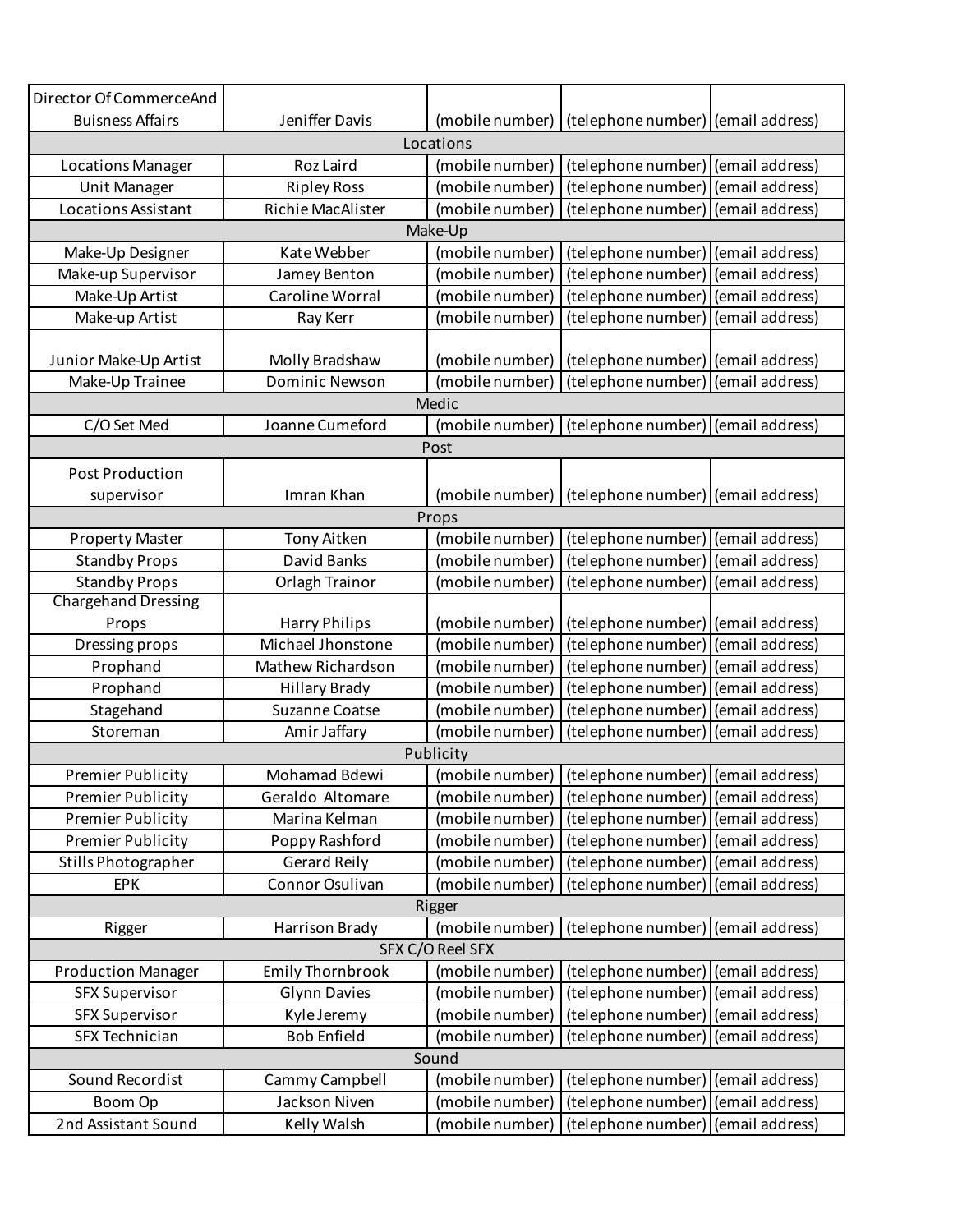| | | | | |
|---|---|---|---|---|
| Director Of CommerceAnd Buisness Affairs | Jeniffer Davis | (mobile number) | (telephone number) | (email address) |
| Locations | | | | |
| Locations Manager | Roz Laird | (mobile number) | (telephone number) | (email address) |
| Unit Manager | Ripley Ross | (mobile number) | (telephone number) | (email address) |
| Locations Assistant | Richie MacAlister | (mobile number) | (telephone number) | (email address) |
| Make-Up | | | | |
| Make-Up Designer | Kate Webber | (mobile number) | (telephone number) | (email address) |
| Make-up Supervisor | Jamey Benton | (mobile number) | (telephone number) | (email address) |
| Make-Up Artist | Caroline Worral | (mobile number) | (telephone number) | (email address) |
| Make-up Artist | Ray Kerr | (mobile number) | (telephone number) | (email address) |
| Junior Make-Up Artist | Molly Bradshaw | (mobile number) | (telephone number) | (email address) |
| Make-Up Trainee | Dominic Newson | (mobile number) | (telephone number) | (email address) |
| Medic | | | | |
| C/O Set Med | Joanne Cumeford | (mobile number) | (telephone number) | (email address) |
| Post | | | | |
| Post Production supervisor | Imran Khan | (mobile number) | (telephone number) | (email address) |
| Props | | | | |
| Property Master | Tony Aitken | (mobile number) | (telephone number) | (email address) |
| Standby Props | David Banks | (mobile number) | (telephone number) | (email address) |
| Standby Props | Orlagh Trainor | (mobile number) | (telephone number) | (email address) |
| Chargehand Dressing Props | Harry Philips | (mobile number) | (telephone number) | (email address) |
| Dressing props | Michael Jhonstone | (mobile number) | (telephone number) | (email address) |
| Prophand | Mathew Richardson | (mobile number) | (telephone number) | (email address) |
| Prophand | Hillary Brady | (mobile number) | (telephone number) | (email address) |
| Stagehand | Suzanne Coatse | (mobile number) | (telephone number) | (email address) |
| Storeman | Amir Jaffary | (mobile number) | (telephone number) | (email address) |
| Publicity | | | | |
| Premier Publicity | Mohamad Bdewi | (mobile number) | (telephone number) | (email address) |
| Premier Publicity | Geraldo Altomare | (mobile number) | (telephone number) | (email address) |
| Premier Publicity | Marina Kelman | (mobile number) | (telephone number) | (email address) |
| Premier Publicity | Poppy Rashford | (mobile number) | (telephone number) | (email address) |
| Stills Photographer | Gerard Reily | (mobile number) | (telephone number) | (email address) |
| EPK | Connor Osulivan | (mobile number) | (telephone number) | (email address) |
| Rigger | | | | |
| Rigger | Harrison Brady | (mobile number) | (telephone number) | (email address) |
| SFX C/O Reel SFX | | | | |
| Production Manager | Emily Thornbrook | (mobile number) | (telephone number) | (email address) |
| SFX Supervisor | Glynn Davies | (mobile number) | (telephone number) | (email address) |
| SFX Supervisor | Kyle Jeremy | (mobile number) | (telephone number) | (email address) |
| SFX Technician | Bob Enfield | (mobile number) | (telephone number) | (email address) |
| Sound | | | | |
| Sound Recordist | Cammy Campbell | (mobile number) | (telephone number) | (email address) |
| Boom Op | Jackson Niven | (mobile number) | (telephone number) | (email address) |
| 2nd Assistant Sound | Kelly Walsh | (mobile number) | (telephone number) | (email address) |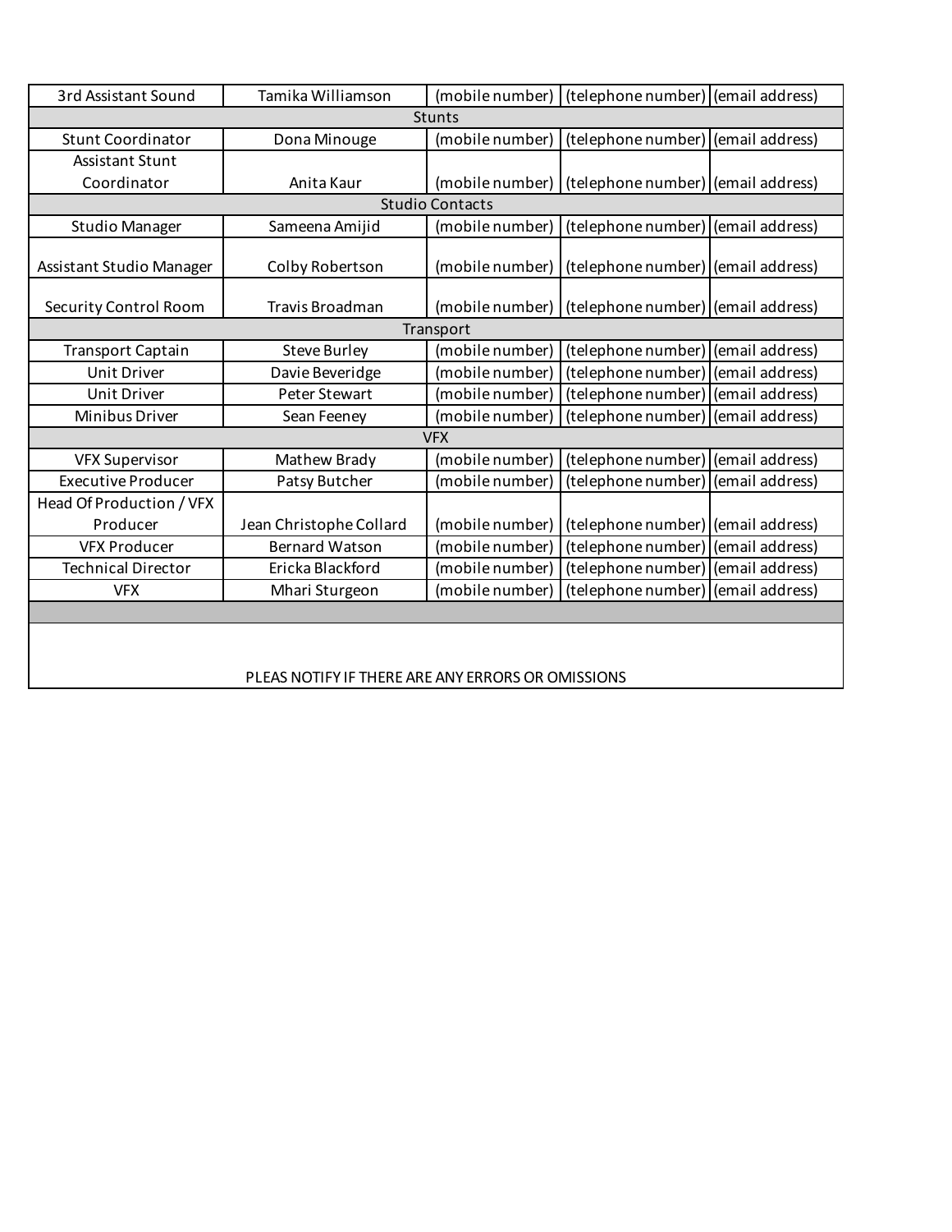| | | | | |
|---|---|---|---|---|
| 3rd Assistant Sound | Tamika Williamson | (mobile number) | (telephone number) | (email address) |
| Stunts | | | | |
| Stunt Coordinator | Dona Minouge | (mobile number) | (telephone number) | (email address) |
| Assistant Stunt Coordinator | Anita Kaur | (mobile number) | (telephone number) | (email address) |
| Studio Contacts | | | | |
| Studio Manager | Sameena Amijid | (mobile number) | (telephone number) | (email address) |
| Assistant Studio Manager | Colby Robertson | (mobile number) | (telephone number) | (email address) |
| Security Control Room | Travis Broadman | (mobile number) | (telephone number) | (email address) |
| Transport | | | | |
| Transport Captain | Steve Burley | (mobile number) | (telephone number) | (email address) |
| Unit Driver | Davie Beveridge | (mobile number) | (telephone number) | (email address) |
| Unit Driver | Peter Stewart | (mobile number) | (telephone number) | (email address) |
| Minibus Driver | Sean Feeney | (mobile number) | (telephone number) | (email address) |
| VFX | | | | |
| VFX Supervisor | Mathew Brady | (mobile number) | (telephone number) | (email address) |
| Executive Producer | Patsy Butcher | (mobile number) | (telephone number) | (email address) |
| Head Of Production / VFX Producer | Jean Christophe Collard | (mobile number) | (telephone number) | (email address) |
| VFX Producer | Bernard Watson | (mobile number) | (telephone number) | (email address) |
| Technical Director | Ericka Blackford | (mobile number) | (telephone number) | (email address) |
| VFX | Mhari Sturgeon | (mobile number) | (telephone number) | (email address) |

PLEAS NOTIFY IF THERE ARE ANY ERRORS OR OMISSIONS